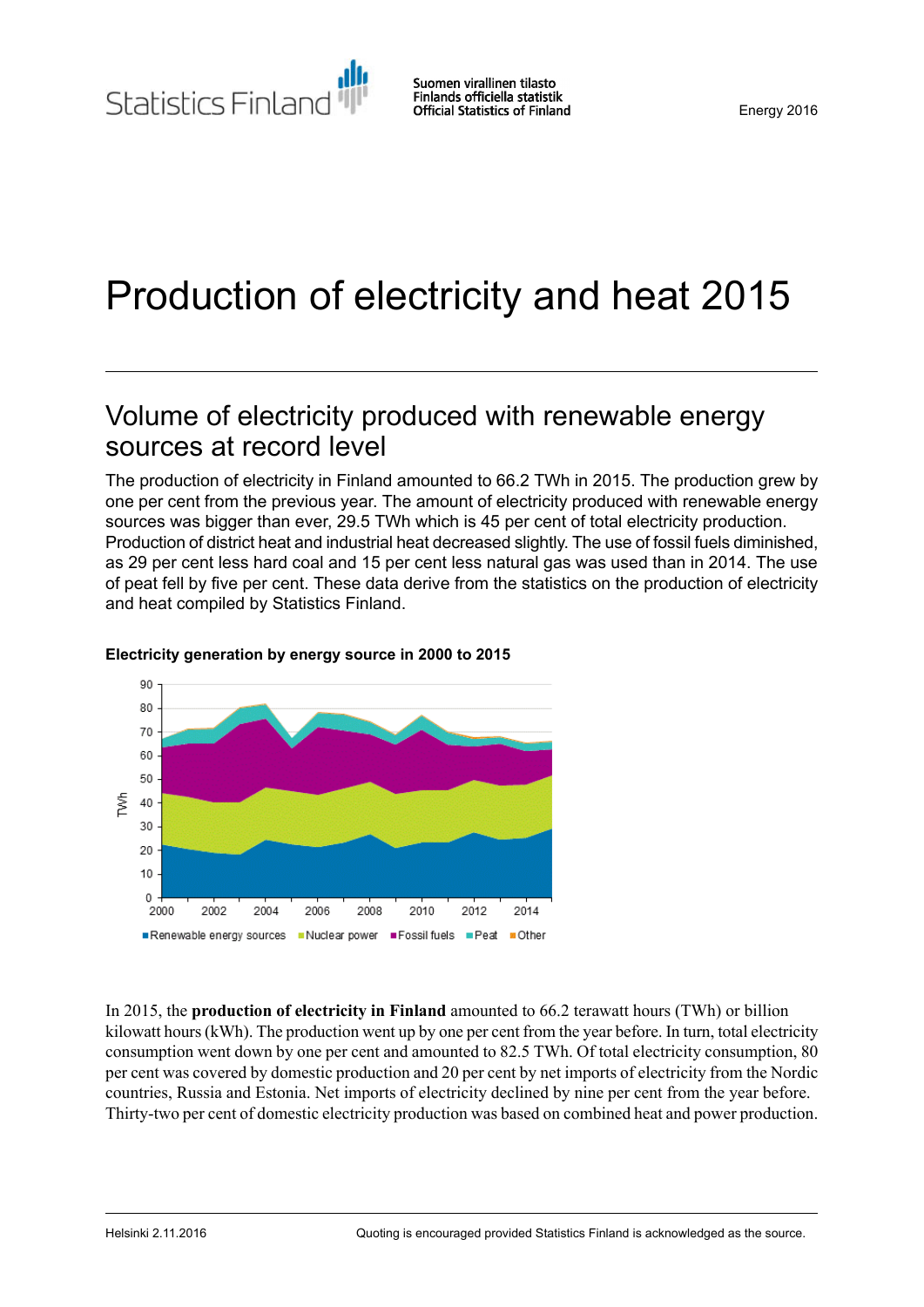Statistics Finland

Suomen virallinen tilasto
Finlands officiella statistik
Official Statistics of Finland

Energy 2016

# Production of electricity and heat 2015

## Volume of electricity produced with renewable energy sources at record level

The production of electricity in Finland amounted to 66.2 TWh in 2015. The production grew by one per cent from the previous year. The amount of electricity produced with renewable energy sources was bigger than ever, 29.5 TWh which is 45 per cent of total electricity production. Production of district heat and industrial heat decreased slightly. The use of fossil fuels diminished, as 29 per cent less hard coal and 15 per cent less natural gas was used than in 2014. The use of peat fell by five per cent. These data derive from the statistics on the production of electricity and heat compiled by Statistics Finland.

**Electricity generation by energy source in 2000 to 2015**

In 2015, the **production of electricity in Finland** amounted to 66.2 terawatt hours (TWh) or billion kilowatt hours (kWh). The production went up by one per cent from the year before. In turn, total electricity consumption went down by one per cent and amounted to 82.5 TWh. Of total electricity consumption, 80 per cent was covered by domestic production and 20 per cent by net imports of electricity from the Nordic countries, Russia and Estonia. Net imports of electricity declined by nine per cent from the year before. Thirty-two per cent of domestic electricity production was based on combined heat and power production.

Helsinki 2.11.2016

Quoting is encouraged provided Statistics Finland is acknowledged as the source.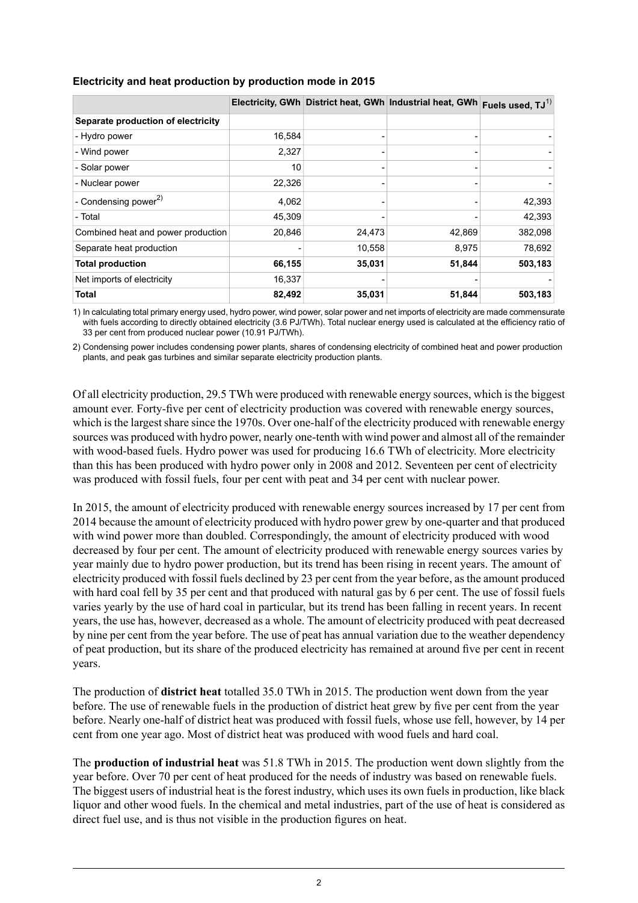**Electricity and heat production by production mode in 2015**

| | Electricity, GWh | District heat, GWh | Industrial heat, GWh | Fuels used, TJ[1)] |
|---|---|---|---|---|
| **Separate production of electricity** | | | | |
| - Hydro power | 16,584 | - | - | - |
| - Wind power | 2,327 | - | - | - |
| - Solar power | 10 | - | - | - |
| - Nuclear power | 22,326 | - | - | - |
| - Condensing power[2)] | 4,062 | - | - | 42,393 |
| - Total | 45,309 | - | - | 42,393 |
| Combined heat and power production | 20,846 | 24,473 | 42,869 | 382,098 |
| Separate heat production | - | 10,558 | 8,975 | 78,692 |
| **Total production** | **66,155** | **35,031** | **51,844** | **503,183** |
| Net imports of electricity | 16,337 | - | - | - |
| **Total** | **82,492** | **35,031** | **51,844** | **503,183** |

1) In calculating total primary energy used, hydro power, wind power, solar power and net imports of electricity are made commensurate with fuels according to directly obtained electricity (3.6 PJ/TWh). Total nuclear energy used is calculated at the efficiency ratio of 33 per cent from produced nuclear power (10.91 PJ/TWh).

2) Condensing power includes condensing power plants, shares of condensing electricity of combined heat and power production plants, and peak gas turbines and similar separate electricity production plants.

Of all electricity production, 29.5 TWh were produced with renewable energy sources, which is the biggest amount ever. Forty-five per cent of electricity production was covered with renewable energy sources, which is the largest share since the 1970s. Over one-half of the electricity produced with renewable energy sources was produced with hydro power, nearly one-tenth with wind power and almost all of the remainder with wood-based fuels. Hydro power was used for producing 16.6 TWh of electricity. More electricity than this has been produced with hydro power only in 2008 and 2012. Seventeen per cent of electricity was produced with fossil fuels, four per cent with peat and 34 per cent with nuclear power.

In 2015, the amount of electricity produced with renewable energy sources increased by 17 per cent from 2014 because the amount of electricity produced with hydro power grew by one-quarter and that produced with wind power more than doubled. Correspondingly, the amount of electricity produced with wood decreased by four per cent. The amount of electricity produced with renewable energy sources varies by year mainly due to hydro power production, but its trend has been rising in recent years. The amount of electricity produced with fossil fuels declined by 23 per cent from the year before, as the amount produced with hard coal fell by 35 per cent and that produced with natural gas by 6 per cent. The use of fossil fuels varies yearly by the use of hard coal in particular, but its trend has been falling in recent years. In recent years, the use has, however, decreased as a whole. The amount of electricity produced with peat decreased by nine per cent from the year before. The use of peat has annual variation due to the weather dependency of peat production, but its share of the produced electricity has remained at around five per cent in recent years.

The production of **district heat** totalled 35.0 TWh in 2015. The production went down from the year before. The use of renewable fuels in the production of district heat grew by five per cent from the year before. Nearly one-half of district heat was produced with fossil fuels, whose use fell, however, by 14 per cent from one year ago. Most of district heat was produced with wood fuels and hard coal.

The **production of industrial heat** was 51.8 TWh in 2015. The production went down slightly from the year before. Over 70 per cent of heat produced for the needs of industry was based on renewable fuels. The biggest users of industrial heat is the forest industry, which uses its own fuels in production, like black liquor and other wood fuels. In the chemical and metal industries, part of the use of heat is considered as direct fuel use, and is thus not visible in the production figures on heat.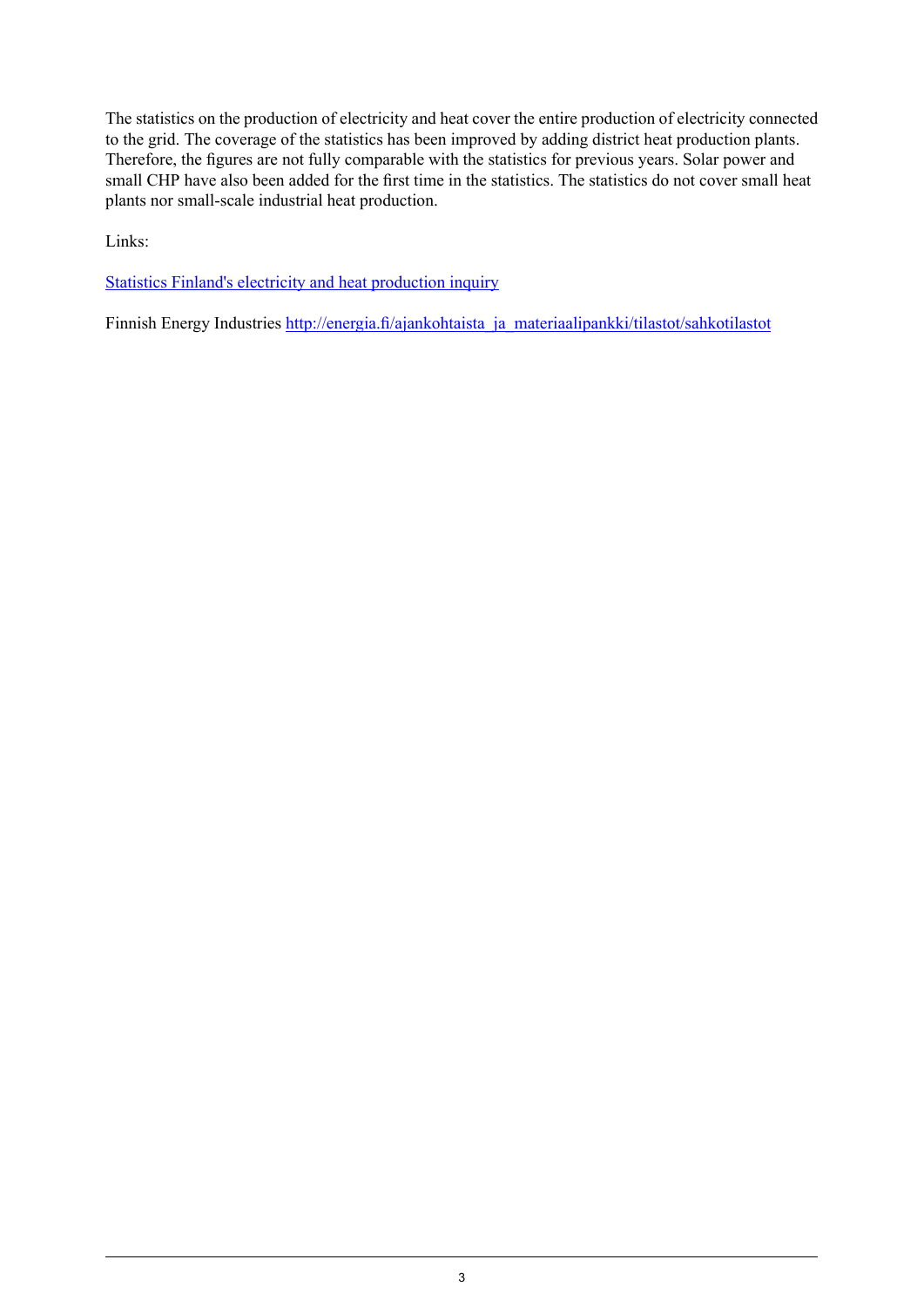The statistics on the production of electricity and heat cover the entire production of electricity connected to the grid. The coverage of the statistics has been improved by adding district heat production plants. Therefore, the figures are not fully comparable with the statistics for previous years. Solar power and small CHP have also been added for the first time in the statistics. The statistics do not cover small heat plants nor small-scale industrial heat production.

Links:

Statistics Finland's electricity and heat production inquiry

Finnish Energy Industries http://energia.fi/ajankohtaista_ja_materiaalipankki/tilastot/sahkotilastot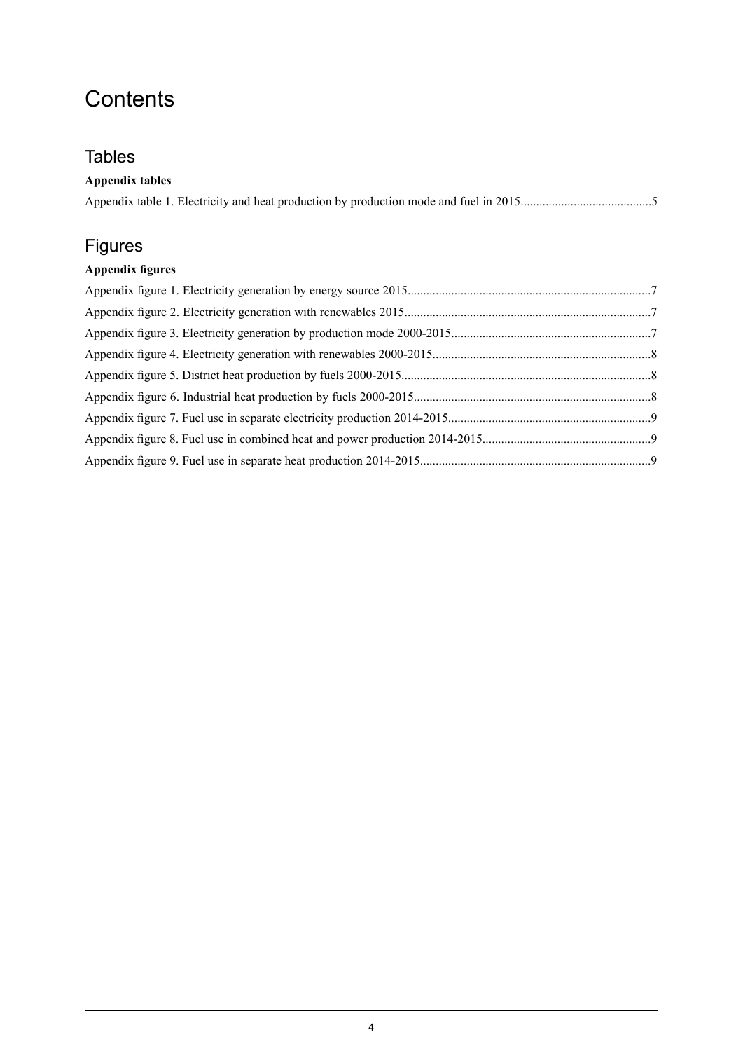# Contents

## Tables

**Appendix tables**

Appendix table 1. Electricity and heat production by production mode and fuel in 2015..........................................5

## Figures

**Appendix figures**

Appendix figure 1. Electricity generation by energy source 2015.............................................................................7

Appendix figure 2. Electricity generation with renewables 2015..............................................................................7

Appendix figure 3. Electricity generation by production mode 2000-2015...............................................................7

Appendix figure 4. Electricity generation with renewables 2000-2015.....................................................................8

Appendix figure 5. District heat production by fuels 2000-2015...............................................................................8

Appendix figure 6. Industrial heat production by fuels 2000-2015...........................................................................8

Appendix figure 7. Fuel use in separate electricity production 2014-2015................................................................9

Appendix figure 8. Fuel use in combined heat and power production 2014-2015.....................................................9

Appendix figure 9. Fuel use in separate heat production 2014-2015.........................................................................9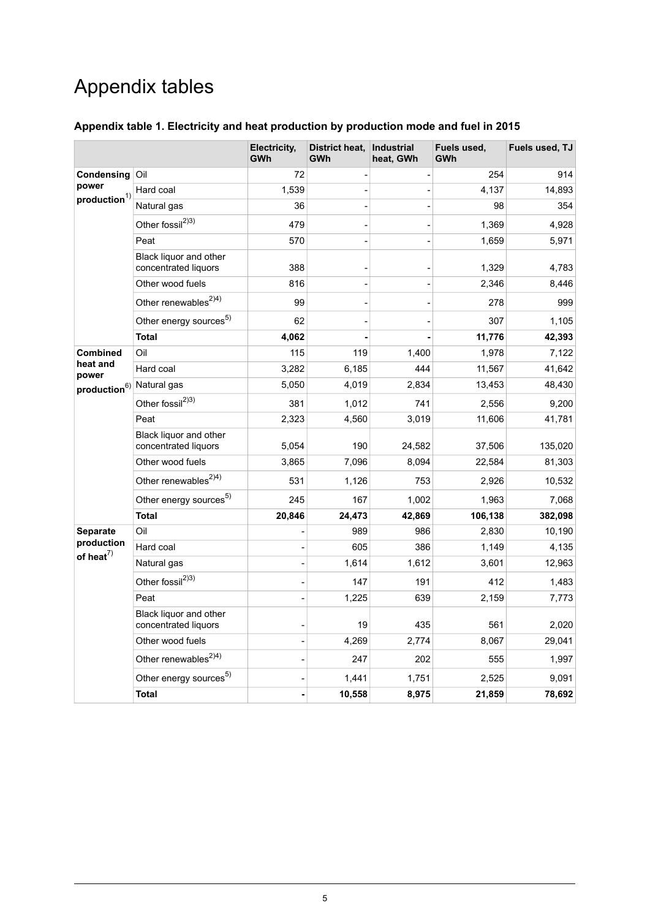# Appendix tables

### Appendix table 1. Electricity and heat production by production mode and fuel in 2015

| | | Electricity, GWh | District heat, GWh | Industrial heat, GWh | Fuels used, GWh | Fuels used, TJ |
|---|---|---|---|---|---|---|
| **Condensing power production**[1] | Oil | 72 | - | - | 254 | 914 |
| | Hard coal | 1,539 | - | - | 4,137 | 14,893 |
| | Natural gas | 36 | - | - | 98 | 354 |
| | Other fossil[2)3)] | 479 | - | - | 1,369 | 4,928 |
| | Peat | 570 | - | - | 1,659 | 5,971 |
| | Black liquor and other concentrated liquors | 388 | - | - | 1,329 | 4,783 |
| | Other wood fuels | 816 | - | - | 2,346 | 8,446 |
| | Other renewables[2)4)] | 99 | - | - | 278 | 999 |
| | Other energy sources[5] | 62 | - | - | 307 | 1,105 |
| | **Total** | **4,062** | **-** | **-** | **11,776** | **42,393** |
| **Combined heat and power production**[6] | Oil | 115 | 119 | 1,400 | 1,978 | 7,122 |
| | Hard coal | 3,282 | 6,185 | 444 | 11,567 | 41,642 |
| | Natural gas | 5,050 | 4,019 | 2,834 | 13,453 | 48,430 |
| | Other fossil[2)3)] | 381 | 1,012 | 741 | 2,556 | 9,200 |
| | Peat | 2,323 | 4,560 | 3,019 | 11,606 | 41,781 |
| | Black liquor and other concentrated liquors | 5,054 | 190 | 24,582 | 37,506 | 135,020 |
| | Other wood fuels | 3,865 | 7,096 | 8,094 | 22,584 | 81,303 |
| | Other renewables[2)4)] | 531 | 1,126 | 753 | 2,926 | 10,532 |
| | Other energy sources[5] | 245 | 167 | 1,002 | 1,963 | 7,068 |
| | **Total** | **20,846** | **24,473** | **42,869** | **106,138** | **382,098** |
| **Separate production of heat**[7] | Oil | - | 989 | 986 | 2,830 | 10,190 |
| | Hard coal | - | 605 | 386 | 1,149 | 4,135 |
| | Natural gas | - | 1,614 | 1,612 | 3,601 | 12,963 |
| | Other fossil[2)3)] | - | 147 | 191 | 412 | 1,483 |
| | Peat | - | 1,225 | 639 | 2,159 | 7,773 |
| | Black liquor and other concentrated liquors | - | 19 | 435 | 561 | 2,020 |
| | Other wood fuels | - | 4,269 | 2,774 | 8,067 | 29,041 |
| | Other renewables[2)4)] | - | 247 | 202 | 555 | 1,997 |
| | Other energy sources[5] | - | 1,441 | 1,751 | 2,525 | 9,091 |
| | **Total** | **-** | **10,558** | **8,975** | **21,859** | **78,692** |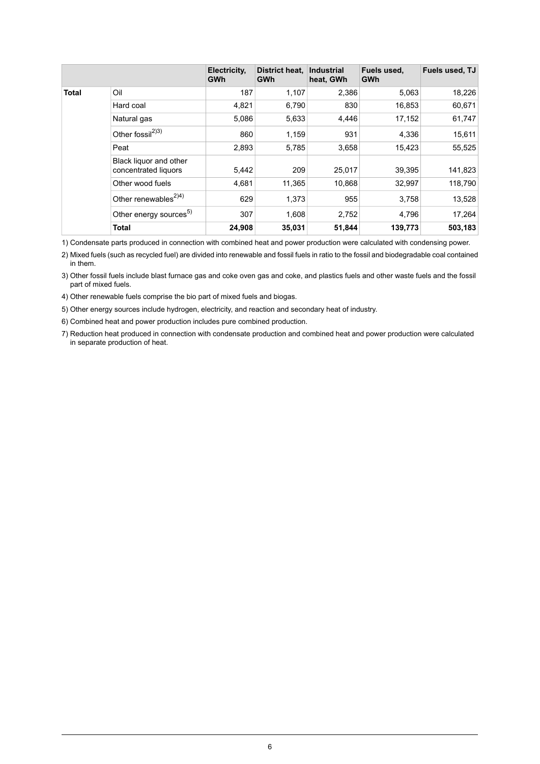| | | Electricity, GWh | District heat, GWh | Industrial heat, GWh | Fuels used, GWh | Fuels used, TJ |
|---|---|---|---|---|---|---|
| **Total** | Oil | 187 | 1,107 | 2,386 | 5,063 | 18,226 |
| | Hard coal | 4,821 | 6,790 | 830 | 16,853 | 60,671 |
| | Natural gas | 5,086 | 5,633 | 4,446 | 17,152 | 61,747 |
| | Other fossil[2)3)] | 860 | 1,159 | 931 | 4,336 | 15,611 |
| | Peat | 2,893 | 5,785 | 3,658 | 15,423 | 55,525 |
| | Black liquor and other concentrated liquors | 5,442 | 209 | 25,017 | 39,395 | 141,823 |
| | Other wood fuels | 4,681 | 11,365 | 10,868 | 32,997 | 118,790 |
| | Other renewables[2)4)] | 629 | 1,373 | 955 | 3,758 | 13,528 |
| | Other energy sources[5)] | 307 | 1,608 | 2,752 | 4,796 | 17,264 |
| | **Total** | **24,908** | **35,031** | **51,844** | **139,773** | **503,183** |

1) Condensate parts produced in connection with combined heat and power production were calculated with condensing power.

2) Mixed fuels (such as recycled fuel) are divided into renewable and fossil fuels in ratio to the fossil and biodegradable coal contained in them.

3) Other fossil fuels include blast furnace gas and coke oven gas and coke, and plastics fuels and other waste fuels and the fossil part of mixed fuels.

4) Other renewable fuels comprise the bio part of mixed fuels and biogas.

5) Other energy sources include hydrogen, electricity, and reaction and secondary heat of industry.

6) Combined heat and power production includes pure combined production.

7) Reduction heat produced in connection with condensate production and combined heat and power production were calculated in separate production of heat.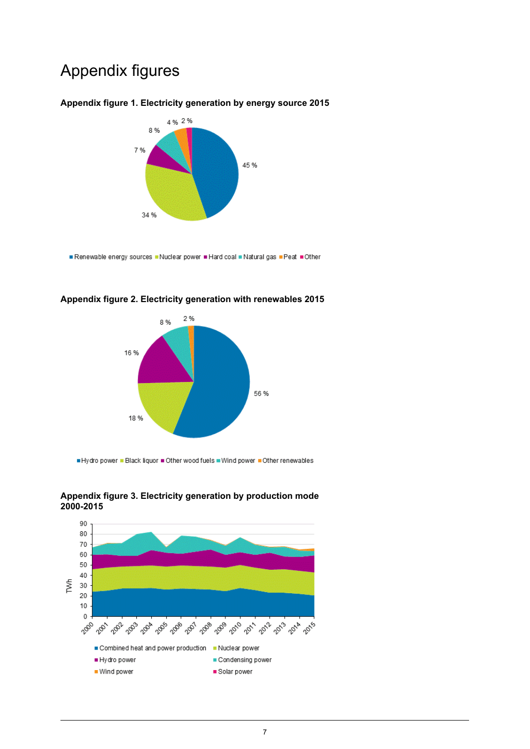# Appendix figures

### Appendix figure 1. Electricity generation by energy source 2015

4 % 2 %
8 %
7 %
45 %
34 %

■ Renewable energy sources ■ Nuclear power ■ Hard coal ■ Natural gas ■ Peat ■ Other

### Appendix figure 2. Electricity generation with renewables 2015

8 % 2 %
16 %
56 %
18 %

■ Hydro power ■ Black liquor ■ Other wood fuels ■ Wind power ■ Other renewables

### Appendix figure 3. Electricity generation by production mode 2000-2015

TWh
90
80
70
60
50
40
30
20
10
0

2000 2001 2002 2003 2004 2005 2006 2007 2008 2009 2010 2011 2012 2013 2014 2015

■ Combined heat and power production ■ Nuclear power
■ Hydro power ■ Condensing power
■ Wind power ■ Solar power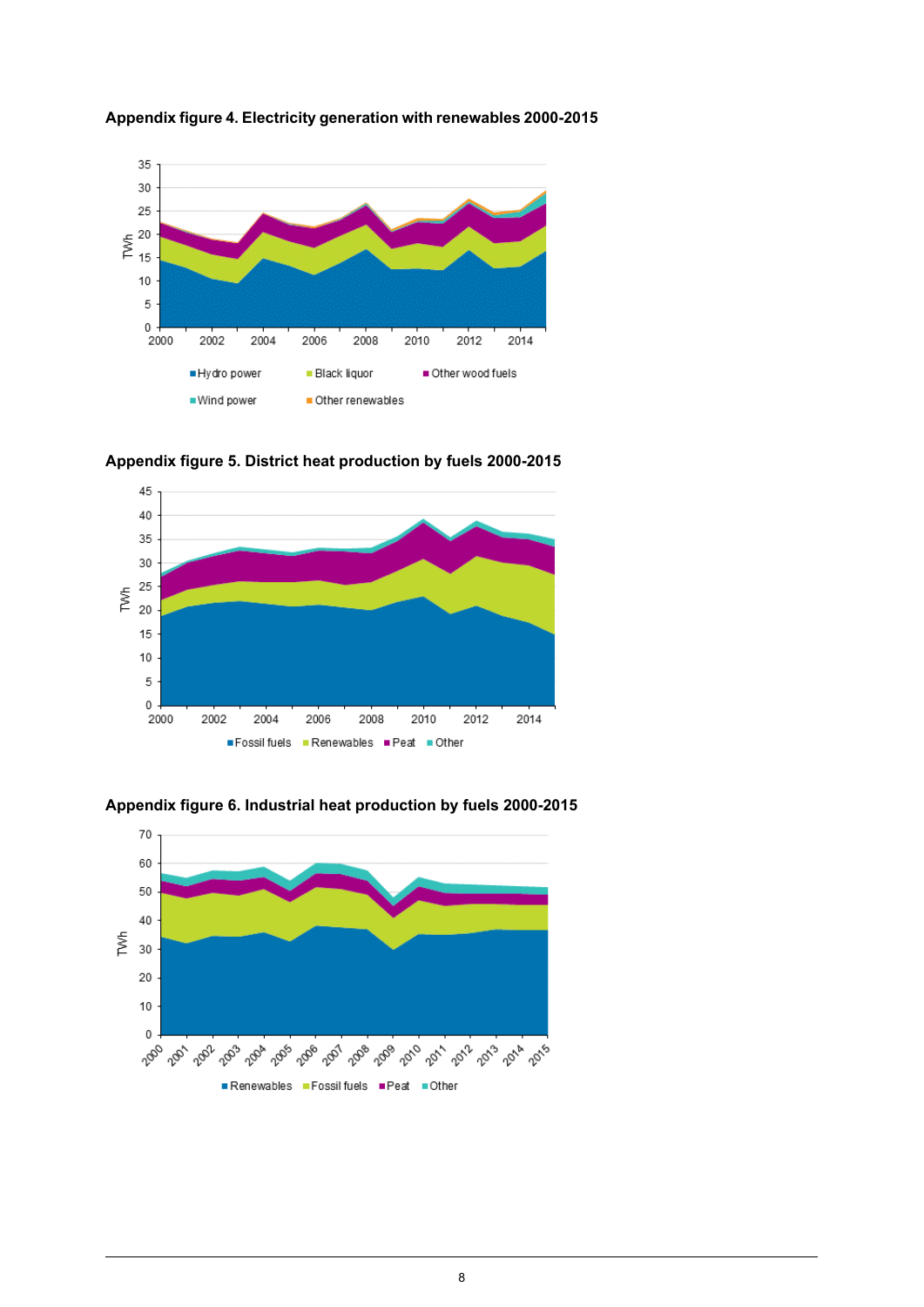**Appendix figure 4. Electricity generation with renewables 2000-2015**

**Appendix figure 5. District heat production by fuels 2000-2015**

**Appendix figure 6. Industrial heat production by fuels 2000-2015**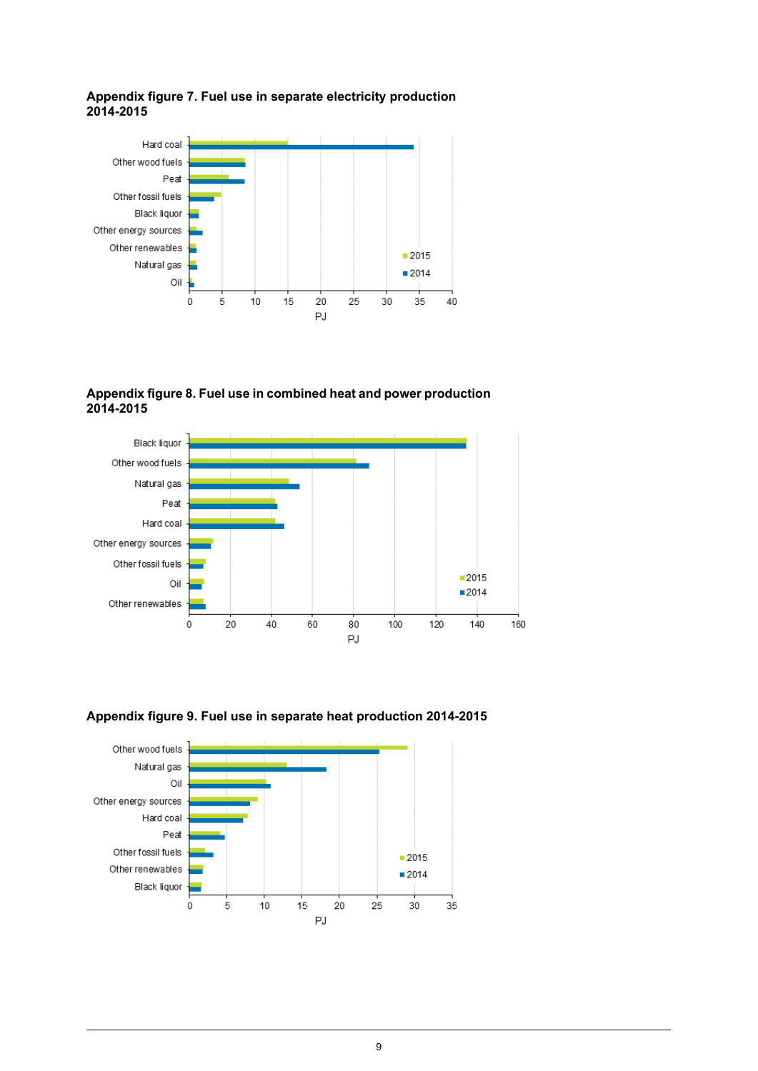**Appendix figure 7. Fuel use in separate electricity production 2014-2015**

**Appendix figure 8. Fuel use in combined heat and power production 2014-2015**

**Appendix figure 9. Fuel use in separate heat production 2014-2015**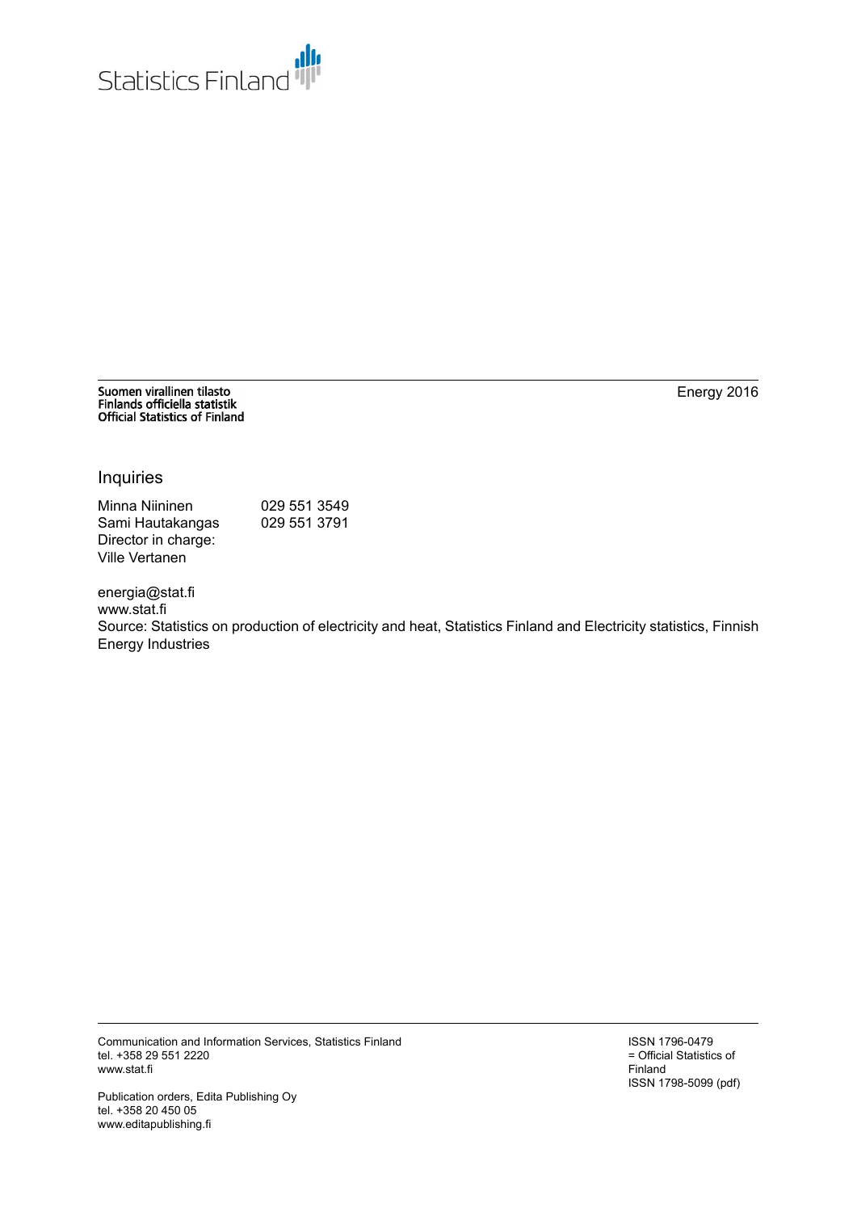Statistics Finland

Suomen virallinen tilasto
Finlands officiella statistik
Official Statistics of Finland

Energy 2016

## Inquiries

| | |
|---|---|
| Minna Niininen | 029 551 3549 |
| Sami Hautakangas | 029 551 3791 |
| Director in charge: | |
| Ville Vertanen | |

energia@stat.fi
www.stat.fi
Source: Statistics on production of electricity and heat, Statistics Finland and Electricity statistics, Finnish Energy Industries

Communication and Information Services, Statistics Finland
tel. +358 29 551 2220
www.stat.fi

Publication orders, Edita Publishing Oy
tel. +358 20 450 05
www.editapublishing.fi

ISSN 1796-0479
= Official Statistics of Finland
ISSN 1798-5099 (pdf)